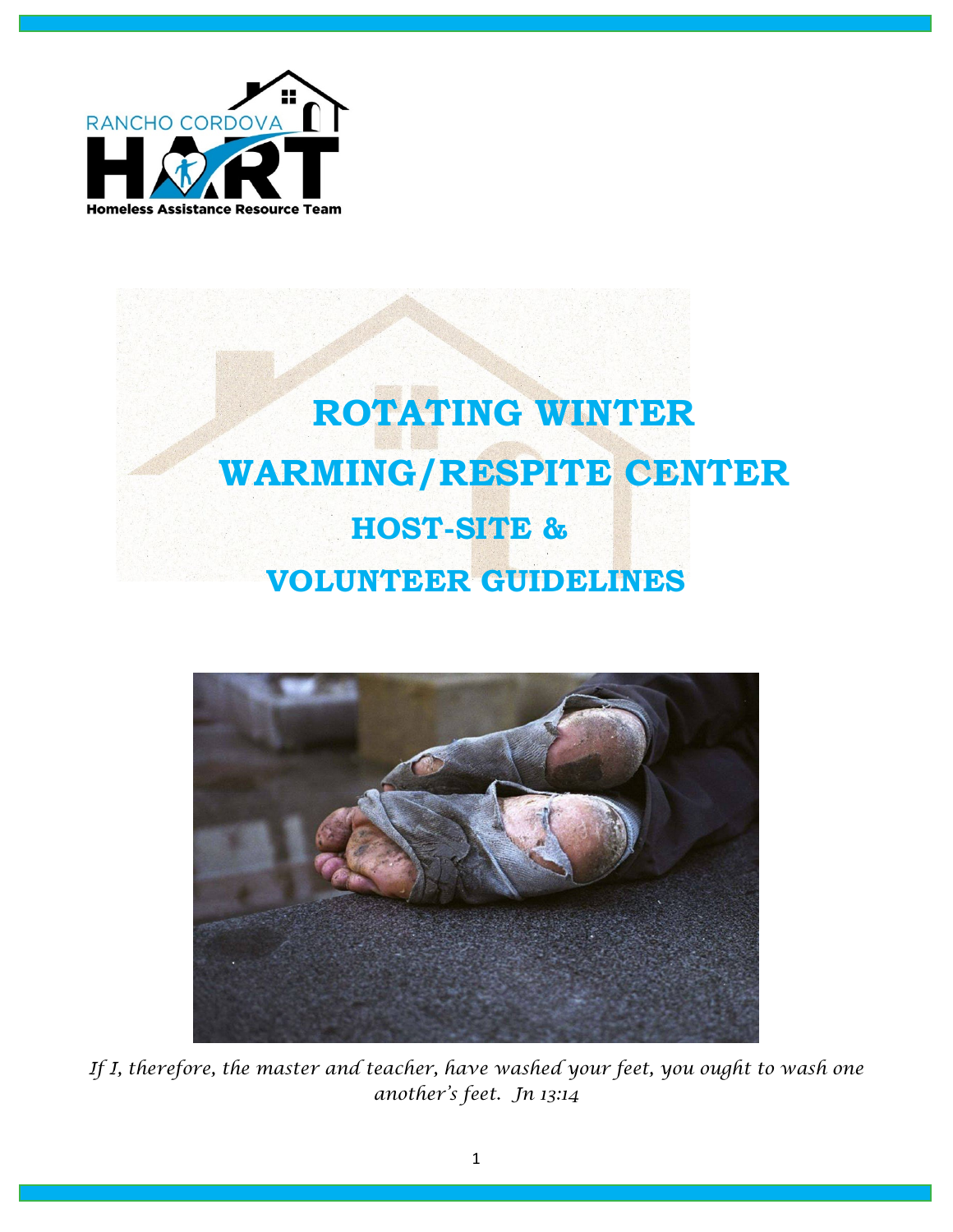RANCHO CORDOVA HART

Homeless Assistance Resource Team

# ROTATING WINTER WARMING/RESPITE CENTER

## HOST-SITE & VOLUNTEER GUIDELINES

*If I, therefore, the master and teacher, have washed your feet, you ought to wash one another's feet. Jn 13:14*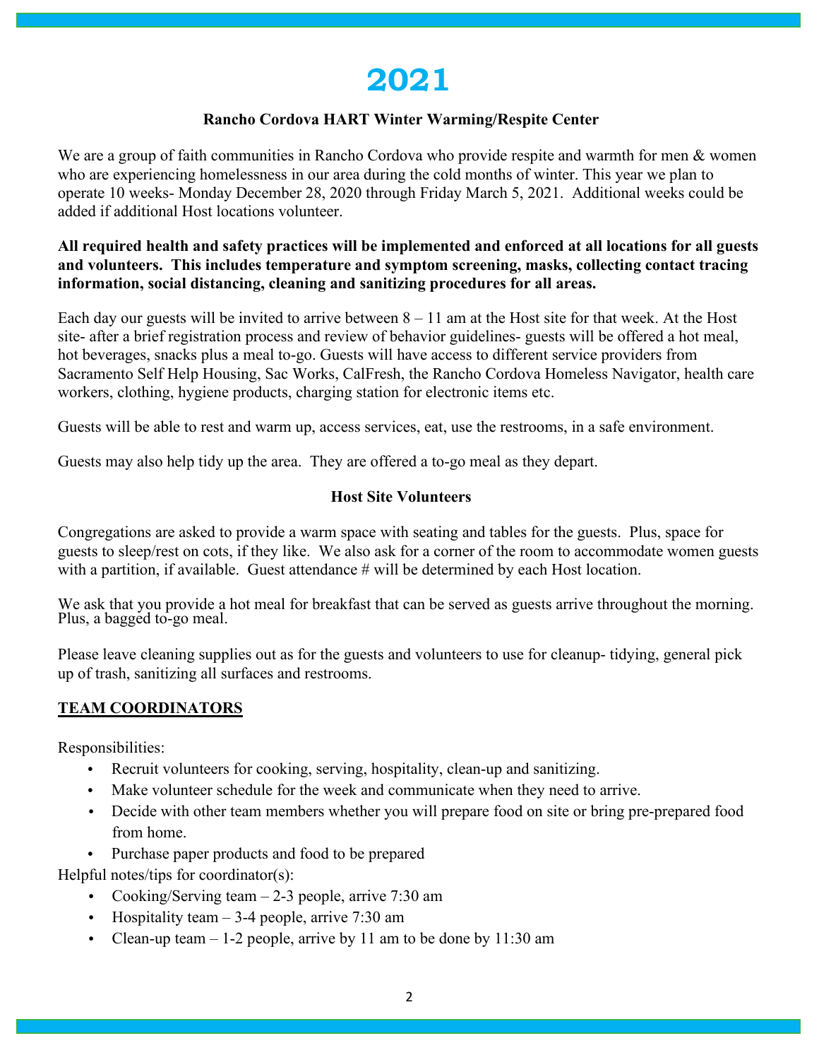# 2021

### Rancho Cordova HART Winter Warming/Respite Center

We are a group of faith communities in Rancho Cordova who provide respite and warmth for men & women who are experiencing homelessness in our area during the cold months of winter. This year we plan to operate 10 weeks- Monday December 28, 2020 through Friday March 5, 2021. Additional weeks could be added if additional Host locations volunteer.

**All required health and safety practices will be implemented and enforced at all locations for all guests and volunteers. This includes temperature and symptom screening, masks, collecting contact tracing information, social distancing, cleaning and sanitizing procedures for all areas.**

Each day our guests will be invited to arrive between 8 – 11 am at the Host site for that week. At the Host site- after a brief registration process and review of behavior guidelines- guests will be offered a hot meal, hot beverages, snacks plus a meal to-go. Guests will have access to different service providers from Sacramento Self Help Housing, Sac Works, CalFresh, the Rancho Cordova Homeless Navigator, health care workers, clothing, hygiene products, charging station for electronic items etc.

Guests will be able to rest and warm up, access services, eat, use the restrooms, in a safe environment.

Guests may also help tidy up the area. They are offered a to-go meal as they depart.

### Host Site Volunteers

Congregations are asked to provide a warm space with seating and tables for the guests. Plus, space for guests to sleep/rest on cots, if they like. We also ask for a corner of the room to accommodate women guests with a partition, if available. Guest attendance # will be determined by each Host location.

We ask that you provide a hot meal for breakfast that can be served as guests arrive throughout the morning. Plus, a bagged to-go meal.

Please leave cleaning supplies out as for the guests and volunteers to use for cleanup- tidying, general pick up of trash, sanitizing all surfaces and restrooms.

**TEAM COORDINATORS**

Responsibilities:

- Recruit volunteers for cooking, serving, hospitality, clean-up and sanitizing.
- Make volunteer schedule for the week and communicate when they need to arrive.
- Decide with other team members whether you will prepare food on site or bring pre-prepared food from home.
- Purchase paper products and food to be prepared

Helpful notes/tips for coordinator(s):

- Cooking/Serving team – 2-3 people, arrive 7:30 am
- Hospitality team – 3-4 people, arrive 7:30 am
- Clean-up team – 1-2 people, arrive by 11 am to be done by 11:30 am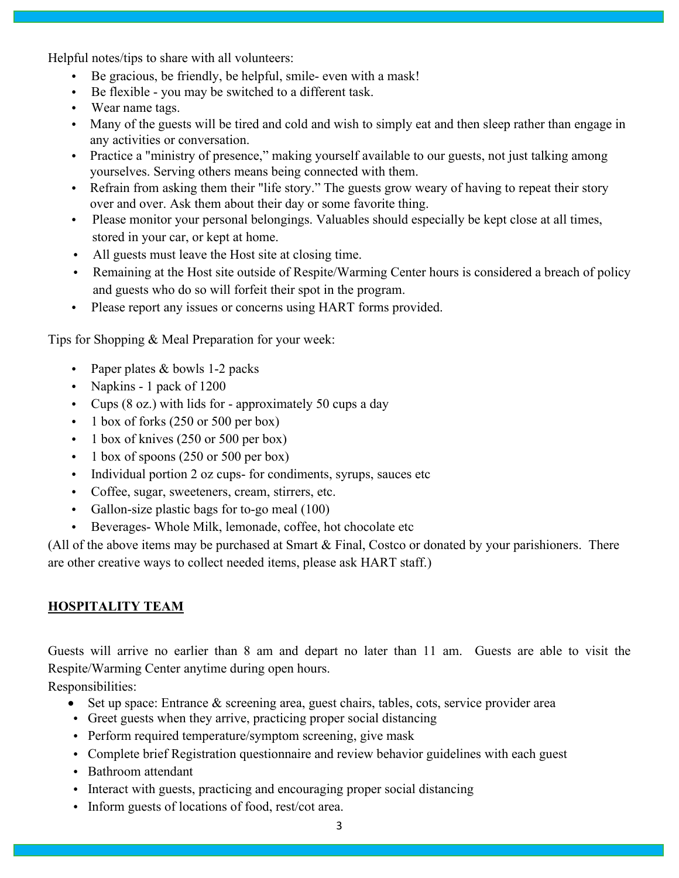Helpful notes/tips to share with all volunteers:

- Be gracious, be friendly, be helpful, smile- even with a mask!
- Be flexible - you may be switched to a different task.
- Wear name tags.
- Many of the guests will be tired and cold and wish to simply eat and then sleep rather than engage in any activities or conversation.
- Practice a "ministry of presence," making yourself available to our guests, not just talking among yourselves. Serving others means being connected with them.
- Refrain from asking them their "life story." The guests grow weary of having to repeat their story over and over. Ask them about their day or some favorite thing.
- Please monitor your personal belongings. Valuables should especially be kept close at all times, stored in your car, or kept at home.
- All guests must leave the Host site at closing time.
- Remaining at the Host site outside of Respite/Warming Center hours is considered a breach of policy and guests who do so will forfeit their spot in the program.
- Please report any issues or concerns using HART forms provided.

Tips for Shopping & Meal Preparation for your week:

- Paper plates & bowls 1-2 packs
- Napkins - 1 pack of 1200
- Cups (8 oz.) with lids for - approximately 50 cups a day
- 1 box of forks (250 or 500 per box)
- 1 box of knives (250 or 500 per box)
- 1 box of spoons (250 or 500 per box)
- Individual portion 2 oz cups- for condiments, syrups, sauces etc
- Coffee, sugar, sweeteners, cream, stirrers, etc.
- Gallon-size plastic bags for to-go meal (100)
- Beverages- Whole Milk, lemonade, coffee, hot chocolate etc

(All of the above items may be purchased at Smart & Final, Costco or donated by your parishioners. There are other creative ways to collect needed items, please ask HART staff.)

## HOSPITALITY TEAM

Guests will arrive no earlier than 8 am and depart no later than 11 am. Guests are able to visit the Respite/Warming Center anytime during open hours.

Responsibilities:

- Set up space: Entrance & screening area, guest chairs, tables, cots, service provider area
- Greet guests when they arrive, practicing proper social distancing
- Perform required temperature/symptom screening, give mask
- Complete brief Registration questionnaire and review behavior guidelines with each guest
- Bathroom attendant
- Interact with guests, practicing and encouraging proper social distancing
- Inform guests of locations of food, rest/cot area.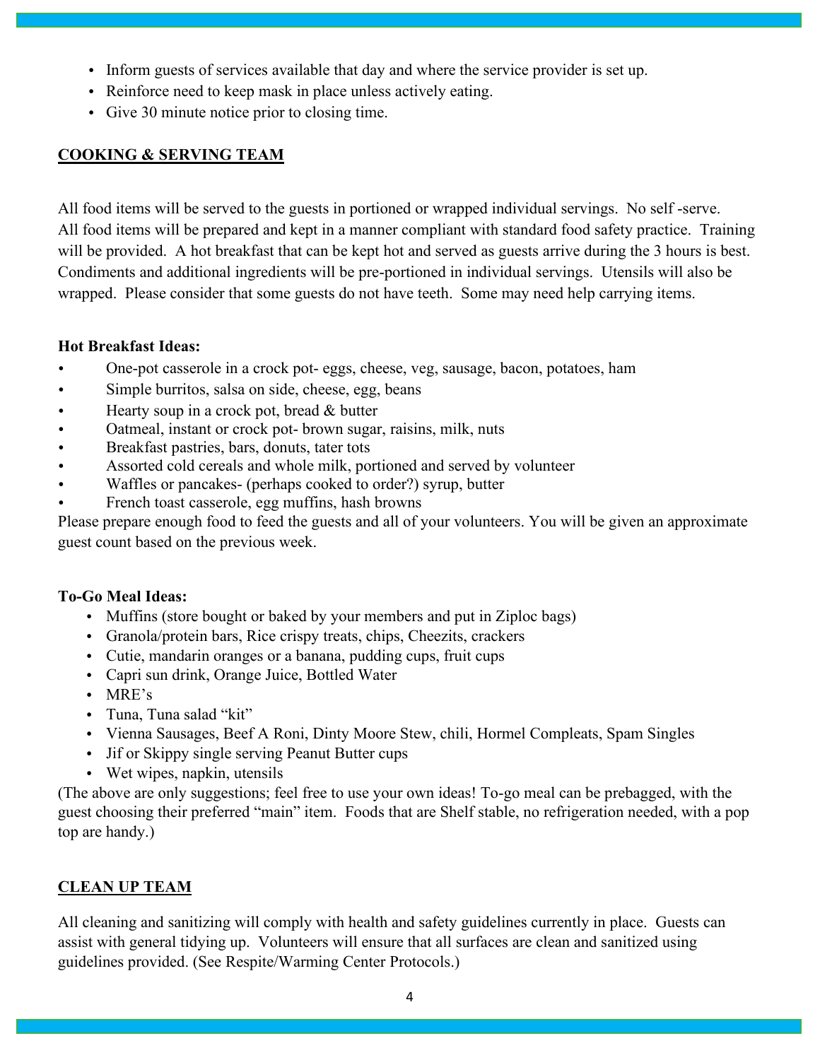- Inform guests of services available that day and where the service provider is set up.
- Reinforce need to keep mask in place unless actively eating.
- Give 30 minute notice prior to closing time.

## COOKING & SERVING TEAM

All food items will be served to the guests in portioned or wrapped individual servings. No self -serve. All food items will be prepared and kept in a manner compliant with standard food safety practice. Training will be provided. A hot breakfast that can be kept hot and served as guests arrive during the 3 hours is best. Condiments and additional ingredients will be pre-portioned in individual servings. Utensils will also be wrapped. Please consider that some guests do not have teeth. Some may need help carrying items.

**Hot Breakfast Ideas:**

- One-pot casserole in a crock pot- eggs, cheese, veg, sausage, bacon, potatoes, ham
- Simple burritos, salsa on side, cheese, egg, beans
- Hearty soup in a crock pot, bread & butter
- Oatmeal, instant or crock pot- brown sugar, raisins, milk, nuts
- Breakfast pastries, bars, donuts, tater tots
- Assorted cold cereals and whole milk, portioned and served by volunteer
- Waffles or pancakes- (perhaps cooked to order?) syrup, butter
- French toast casserole, egg muffins, hash browns

Please prepare enough food to feed the guests and all of your volunteers. You will be given an approximate guest count based on the previous week.

**To-Go Meal Ideas:**

- Muffins (store bought or baked by your members and put in Ziploc bags)
- Granola/protein bars, Rice crispy treats, chips, Cheezits, crackers
- Cutie, mandarin oranges or a banana, pudding cups, fruit cups
- Capri sun drink, Orange Juice, Bottled Water
- MRE's
- Tuna, Tuna salad "kit"
- Vienna Sausages, Beef A Roni, Dinty Moore Stew, chili, Hormel Compleats, Spam Singles
- Jif or Skippy single serving Peanut Butter cups
- Wet wipes, napkin, utensils

(The above are only suggestions; feel free to use your own ideas! To-go meal can be prebagged, with the guest choosing their preferred "main" item. Foods that are Shelf stable, no refrigeration needed, with a pop top are handy.)

## CLEAN UP TEAM

All cleaning and sanitizing will comply with health and safety guidelines currently in place. Guests can assist with general tidying up. Volunteers will ensure that all surfaces are clean and sanitized using guidelines provided. (See Respite/Warming Center Protocols.)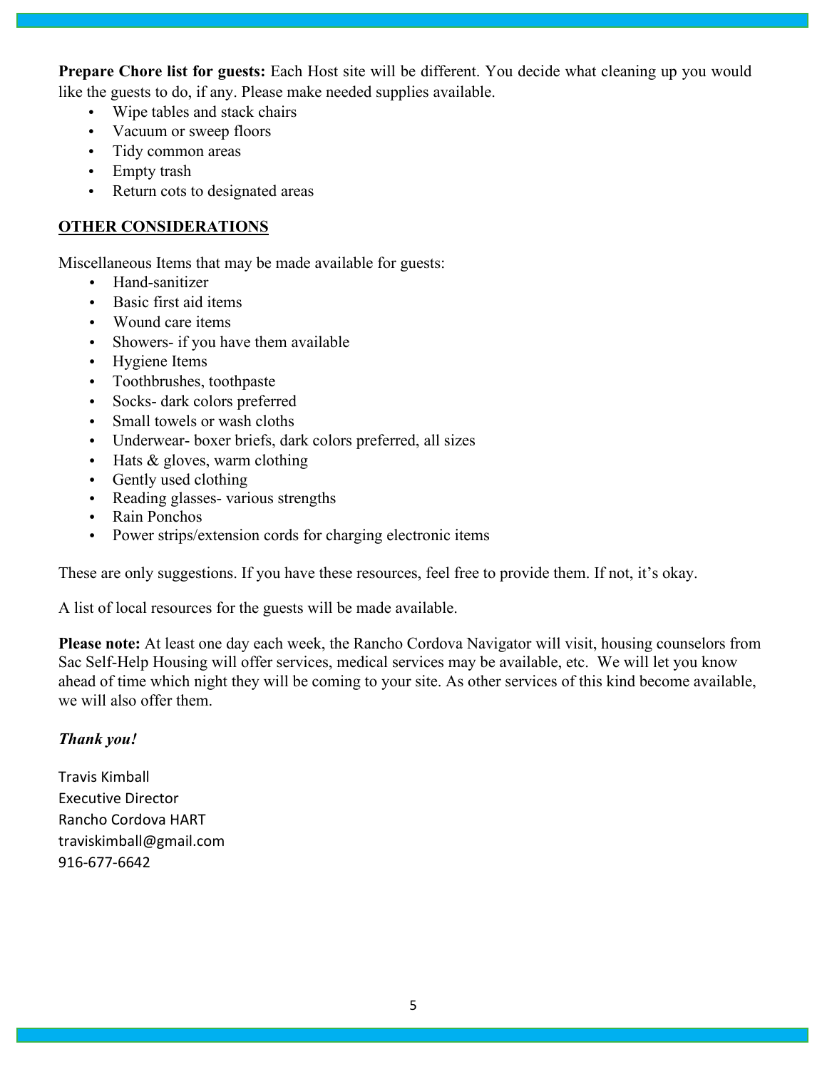**Prepare Chore list for guests:** Each Host site will be different. You decide what cleaning up you would like the guests to do, if any. Please make needed supplies available.

- Wipe tables and stack chairs
- Vacuum or sweep floors
- Tidy common areas
- Empty trash
- Return cots to designated areas

## OTHER CONSIDERATIONS

Miscellaneous Items that may be made available for guests:

- Hand-sanitizer
- Basic first aid items
- Wound care items
- Showers- if you have them available
- Hygiene Items
- Toothbrushes, toothpaste
- Socks- dark colors preferred
- Small towels or wash cloths
- Underwear- boxer briefs, dark colors preferred, all sizes
- Hats & gloves, warm clothing
- Gently used clothing
- Reading glasses- various strengths
- Rain Ponchos
- Power strips/extension cords for charging electronic items

These are only suggestions. If you have these resources, feel free to provide them. If not, it's okay.

A list of local resources for the guests will be made available.

**Please note:** At least one day each week, the Rancho Cordova Navigator will visit, housing counselors from Sac Self-Help Housing will offer services, medical services may be available, etc. We will let you know ahead of time which night they will be coming to your site. As other services of this kind become available, we will also offer them.

***Thank you!***

Travis Kimball
Executive Director
Rancho Cordova HART
traviskimball@gmail.com
916-677-6642